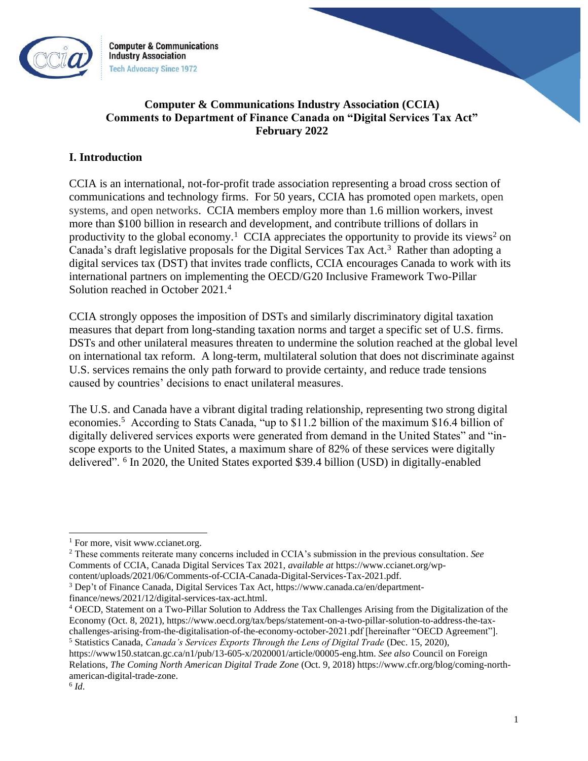**Computer & Communications Industry Association**
**Tech Advocacy Since 1972**

**Computer & Communications Industry Association (CCIA)**
**Comments to Department of Finance Canada on "Digital Services Tax Act"**
**February 2022**

## I. Introduction

CCIA is an international, not-for-profit trade association representing a broad cross section of communications and technology firms. For 50 years, CCIA has promoted open markets, open systems, and open networks. CCIA members employ more than 1.6 million workers, invest more than $100 billion in research and development, and contribute trillions of dollars in productivity to the global economy.[1] CCIA appreciates the opportunity to provide its views[2] on Canada's draft legislative proposals for the Digital Services Tax Act.[3] Rather than adopting a digital services tax (DST) that invites trade conflicts, CCIA encourages Canada to work with its international partners on implementing the OECD/G20 Inclusive Framework Two-Pillar Solution reached in October 2021.[4]

CCIA strongly opposes the imposition of DSTs and similarly discriminatory digital taxation measures that depart from long-standing taxation norms and target a specific set of U.S. firms. DSTs and other unilateral measures threaten to undermine the solution reached at the global level on international tax reform. A long-term, multilateral solution that does not discriminate against U.S. services remains the only path forward to provide certainty, and reduce trade tensions caused by countries' decisions to enact unilateral measures.

The U.S. and Canada have a vibrant digital trading relationship, representing two strong digital economies.[5] According to Stats Canada, "up to $11.2 billion of the maximum $16.4 billion of digitally delivered services exports were generated from demand in the United States" and "in-scope exports to the United States, a maximum share of 82% of these services were digitally delivered".[6] In 2020, the United States exported $39.4 billion (USD) in digitally-enabled

---

[1] For more, visit www.ccianet.org.

[2] These comments reiterate many concerns included in CCIA's submission in the previous consultation. *See* Comments of CCIA, Canada Digital Services Tax 2021, *available at* https://www.ccianet.org/wp-content/uploads/2021/06/Comments-of-CCIA-Canada-Digital-Services-Tax-2021.pdf.

[3] Dep't of Finance Canada, Digital Services Tax Act, https://www.canada.ca/en/department-finance/news/2021/12/digital-services-tax-act.html.

[4] OECD, Statement on a Two-Pillar Solution to Address the Tax Challenges Arising from the Digitalization of the Economy (Oct. 8, 2021), https://www.oecd.org/tax/beps/statement-on-a-two-pillar-solution-to-address-the-tax-challenges-arising-from-the-digitalisation-of-the-economy-october-2021.pdf [hereinafter "OECD Agreement"].

[5] Statistics Canada, *Canada's Services Exports Through the Lens of Digital Trade* (Dec. 15, 2020), https://www150.statcan.gc.ca/n1/pub/13-605-x/2020001/article/00005-eng.htm. *See also* Council on Foreign Relations, *The Coming North American Digital Trade Zone* (Oct. 9, 2018) https://www.cfr.org/blog/coming-north-american-digital-trade-zone.

[6] *Id*.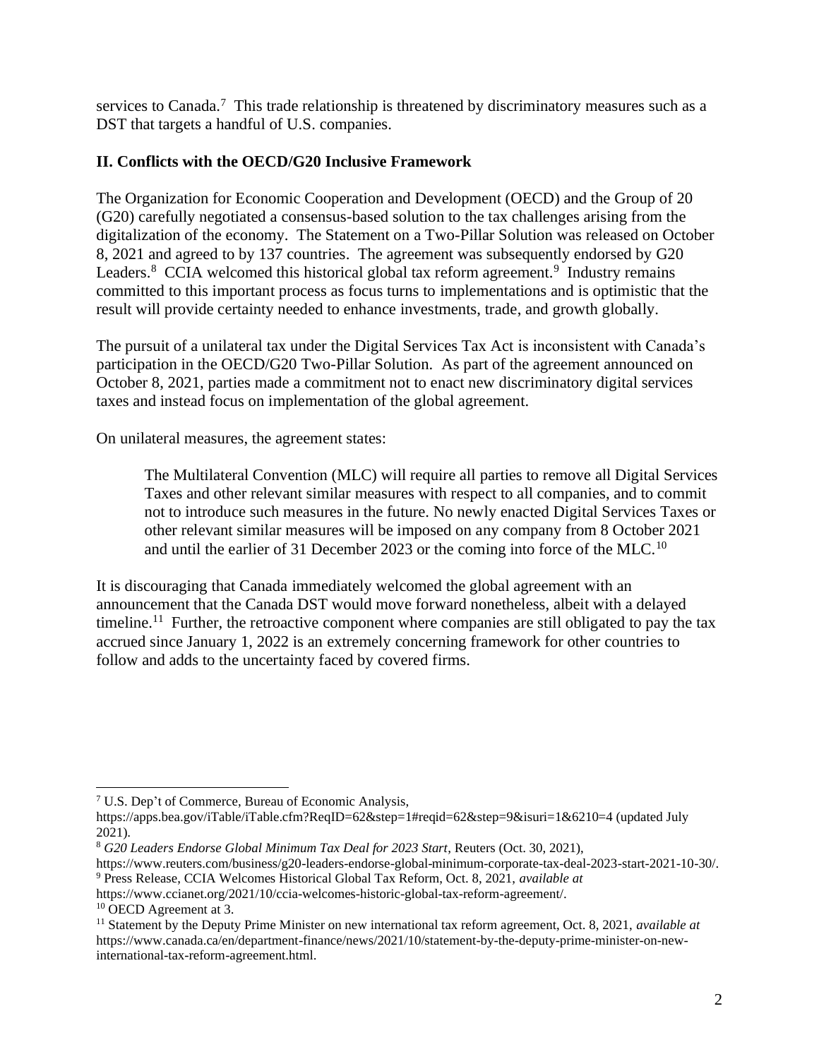services to Canada.[7] This trade relationship is threatened by discriminatory measures such as a DST that targets a handful of U.S. companies.

## II. Conflicts with the OECD/G20 Inclusive Framework

The Organization for Economic Cooperation and Development (OECD) and the Group of 20 (G20) carefully negotiated a consensus-based solution to the tax challenges arising from the digitalization of the economy. The Statement on a Two-Pillar Solution was released on October 8, 2021 and agreed to by 137 countries. The agreement was subsequently endorsed by G20 Leaders.[8] CCIA welcomed this historical global tax reform agreement.[9] Industry remains committed to this important process as focus turns to implementations and is optimistic that the result will provide certainty needed to enhance investments, trade, and growth globally.

The pursuit of a unilateral tax under the Digital Services Tax Act is inconsistent with Canada's participation in the OECD/G20 Two-Pillar Solution. As part of the agreement announced on October 8, 2021, parties made a commitment not to enact new discriminatory digital services taxes and instead focus on implementation of the global agreement.

On unilateral measures, the agreement states:

> The Multilateral Convention (MLC) will require all parties to remove all Digital Services Taxes and other relevant similar measures with respect to all companies, and to commit not to introduce such measures in the future. No newly enacted Digital Services Taxes or other relevant similar measures will be imposed on any company from 8 October 2021 and until the earlier of 31 December 2023 or the coming into force of the MLC.[10]

It is discouraging that Canada immediately welcomed the global agreement with an announcement that the Canada DST would move forward nonetheless, albeit with a delayed timeline.[11] Further, the retroactive component where companies are still obligated to pay the tax accrued since January 1, 2022 is an extremely concerning framework for other countries to follow and adds to the uncertainty faced by covered firms.

---

[7] U.S. Dep't of Commerce, Bureau of Economic Analysis, https://apps.bea.gov/iTable/iTable.cfm?ReqID=62&step=1#reqid=62&step=9&isuri=1&6210=4 (updated July 2021).

[8] *G20 Leaders Endorse Global Minimum Tax Deal for 2023 Start*, Reuters (Oct. 30, 2021), https://www.reuters.com/business/g20-leaders-endorse-global-minimum-corporate-tax-deal-2023-start-2021-10-30/.

[9] Press Release, CCIA Welcomes Historical Global Tax Reform, Oct. 8, 2021, *available at* https://www.ccianet.org/2021/10/ccia-welcomes-historic-global-tax-reform-agreement/.

[10] OECD Agreement at 3.

[11] Statement by the Deputy Prime Minister on new international tax reform agreement, Oct. 8, 2021, *available at* https://www.canada.ca/en/department-finance/news/2021/10/statement-by-the-deputy-prime-minister-on-new-international-tax-reform-agreement.html.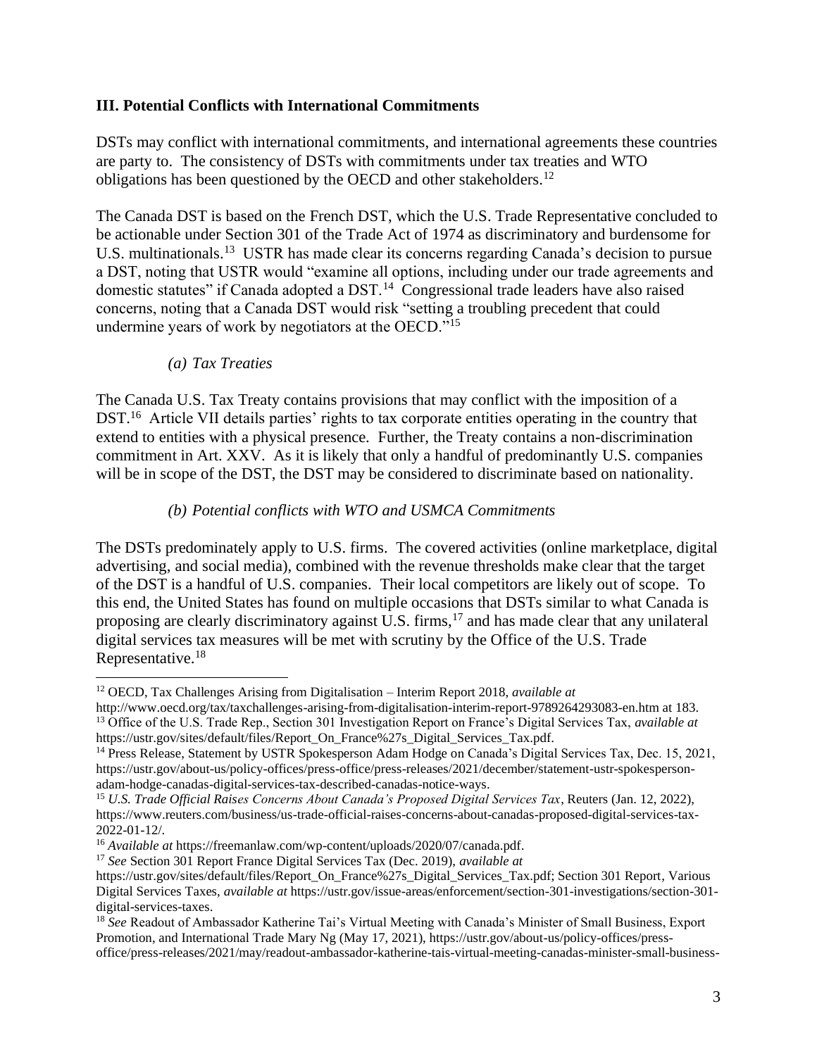### III. Potential Conflicts with International Commitments

DSTs may conflict with international commitments, and international agreements these countries are party to. The consistency of DSTs with commitments under tax treaties and WTO obligations has been questioned by the OECD and other stakeholders.[12]

The Canada DST is based on the French DST, which the U.S. Trade Representative concluded to be actionable under Section 301 of the Trade Act of 1974 as discriminatory and burdensome for U.S. multinationals.[13] USTR has made clear its concerns regarding Canada's decision to pursue a DST, noting that USTR would "examine all options, including under our trade agreements and domestic statutes" if Canada adopted a DST.[14] Congressional trade leaders have also raised concerns, noting that a Canada DST would risk "setting a troubling precedent that could undermine years of work by negotiators at the OECD."[15]

#### *(a) Tax Treaties*

The Canada U.S. Tax Treaty contains provisions that may conflict with the imposition of a DST.[16] Article VII details parties' rights to tax corporate entities operating in the country that extend to entities with a physical presence. Further, the Treaty contains a non-discrimination commitment in Art. XXV. As it is likely that only a handful of predominantly U.S. companies will be in scope of the DST, the DST may be considered to discriminate based on nationality.

#### *(b) Potential conflicts with WTO and USMCA Commitments*

The DSTs predominately apply to U.S. firms. The covered activities (online marketplace, digital advertising, and social media), combined with the revenue thresholds make clear that the target of the DST is a handful of U.S. companies. Their local competitors are likely out of scope. To this end, the United States has found on multiple occasions that DSTs similar to what Canada is proposing are clearly discriminatory against U.S. firms,[17] and has made clear that any unilateral digital services tax measures will be met with scrutiny by the Office of the U.S. Trade Representative.[18]

---

[12] OECD, Tax Challenges Arising from Digitalisation – Interim Report 2018, *available at* http://www.oecd.org/tax/taxchallenges-arising-from-digitalisation-interim-report-9789264293083-en.htm at 183.

[13] Office of the U.S. Trade Rep., Section 301 Investigation Report on France's Digital Services Tax, *available at* https://ustr.gov/sites/default/files/Report_On_France%27s_Digital_Services_Tax.pdf.

[14] Press Release, Statement by USTR Spokesperson Adam Hodge on Canada's Digital Services Tax, Dec. 15, 2021, https://ustr.gov/about-us/policy-offices/press-office/press-releases/2021/december/statement-ustr-spokesperson-adam-hodge-canadas-digital-services-tax-described-canadas-notice-ways.

[15] *U.S. Trade Official Raises Concerns About Canada's Proposed Digital Services Tax*, Reuters (Jan. 12, 2022), https://www.reuters.com/business/us-trade-official-raises-concerns-about-canadas-proposed-digital-services-tax-2022-01-12/.

[16] *Available at* https://freemanlaw.com/wp-content/uploads/2020/07/canada.pdf.

[17] *See* Section 301 Report France Digital Services Tax (Dec. 2019), *available at* https://ustr.gov/sites/default/files/Report_On_France%27s_Digital_Services_Tax.pdf; Section 301 Report, Various Digital Services Taxes, *available at* https://ustr.gov/issue-areas/enforcement/section-301-investigations/section-301-digital-services-taxes.

[18] *See* Readout of Ambassador Katherine Tai's Virtual Meeting with Canada's Minister of Small Business, Export Promotion, and International Trade Mary Ng (May 17, 2021), https://ustr.gov/about-us/policy-offices/press-office/press-releases/2021/may/readout-ambassador-katherine-tais-virtual-meeting-canadas-minister-small-business-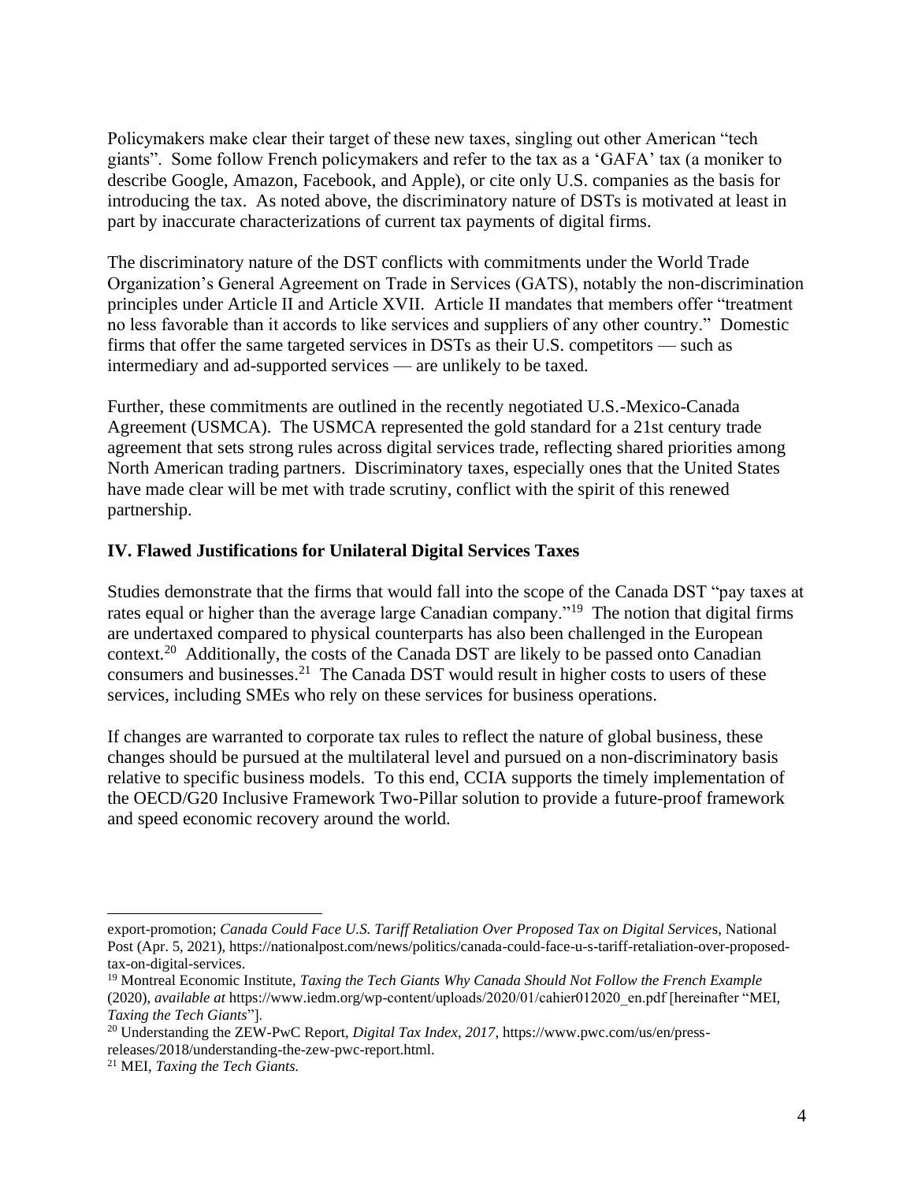Policymakers make clear their target of these new taxes, singling out other American "tech giants". Some follow French policymakers and refer to the tax as a 'GAFA' tax (a moniker to describe Google, Amazon, Facebook, and Apple), or cite only U.S. companies as the basis for introducing the tax. As noted above, the discriminatory nature of DSTs is motivated at least in part by inaccurate characterizations of current tax payments of digital firms.

The discriminatory nature of the DST conflicts with commitments under the World Trade Organization's General Agreement on Trade in Services (GATS), notably the non-discrimination principles under Article II and Article XVII. Article II mandates that members offer "treatment no less favorable than it accords to like services and suppliers of any other country." Domestic firms that offer the same targeted services in DSTs as their U.S. competitors — such as intermediary and ad-supported services — are unlikely to be taxed.

Further, these commitments are outlined in the recently negotiated U.S.-Mexico-Canada Agreement (USMCA). The USMCA represented the gold standard for a 21st century trade agreement that sets strong rules across digital services trade, reflecting shared priorities among North American trading partners. Discriminatory taxes, especially ones that the United States have made clear will be met with trade scrutiny, conflict with the spirit of this renewed partnership.

## IV. Flawed Justifications for Unilateral Digital Services Taxes

Studies demonstrate that the firms that would fall into the scope of the Canada DST "pay taxes at rates equal or higher than the average large Canadian company."[19] The notion that digital firms are undertaxed compared to physical counterparts has also been challenged in the European context.[20] Additionally, the costs of the Canada DST are likely to be passed onto Canadian consumers and businesses.[21] The Canada DST would result in higher costs to users of these services, including SMEs who rely on these services for business operations.

If changes are warranted to corporate tax rules to reflect the nature of global business, these changes should be pursued at the multilateral level and pursued on a non-discriminatory basis relative to specific business models. To this end, CCIA supports the timely implementation of the OECD/G20 Inclusive Framework Two-Pillar solution to provide a future-proof framework and speed economic recovery around the world.

---

export-promotion; *Canada Could Face U.S. Tariff Retaliation Over Proposed Tax on Digital Service*s, National Post (Apr. 5, 2021), https://nationalpost.com/news/politics/canada-could-face-u-s-tariff-retaliation-over-proposed-tax-on-digital-services.

[19] Montreal Economic Institute, *Taxing the Tech Giants Why Canada Should Not Follow the French Example* (2020), *available at* https://www.iedm.org/wp-content/uploads/2020/01/cahier012020_en.pdf [hereinafter "MEI, *Taxing the Tech Giants*"].

[20] Understanding the ZEW-PwC Report, *Digital Tax Index, 2017*, https://www.pwc.com/us/en/press-releases/2018/understanding-the-zew-pwc-report.html.

[21] MEI, *Taxing the Tech Giants.*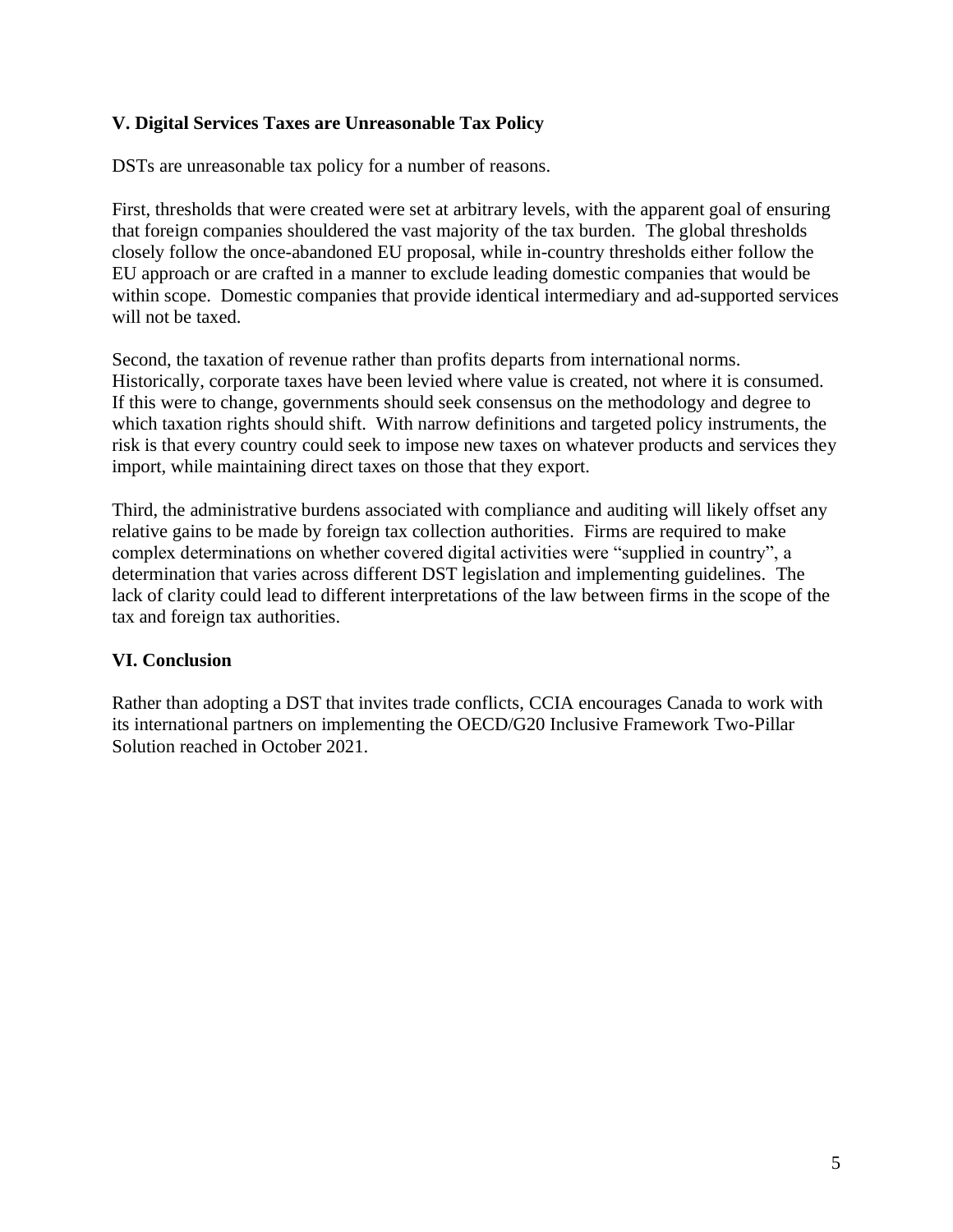## V. Digital Services Taxes are Unreasonable Tax Policy

DSTs are unreasonable tax policy for a number of reasons.

First, thresholds that were created were set at arbitrary levels, with the apparent goal of ensuring that foreign companies shouldered the vast majority of the tax burden. The global thresholds closely follow the once-abandoned EU proposal, while in-country thresholds either follow the EU approach or are crafted in a manner to exclude leading domestic companies that would be within scope. Domestic companies that provide identical intermediary and ad-supported services will not be taxed.

Second, the taxation of revenue rather than profits departs from international norms. Historically, corporate taxes have been levied where value is created, not where it is consumed. If this were to change, governments should seek consensus on the methodology and degree to which taxation rights should shift. With narrow definitions and targeted policy instruments, the risk is that every country could seek to impose new taxes on whatever products and services they import, while maintaining direct taxes on those that they export.

Third, the administrative burdens associated with compliance and auditing will likely offset any relative gains to be made by foreign tax collection authorities. Firms are required to make complex determinations on whether covered digital activities were "supplied in country", a determination that varies across different DST legislation and implementing guidelines. The lack of clarity could lead to different interpretations of the law between firms in the scope of the tax and foreign tax authorities.

## VI. Conclusion

Rather than adopting a DST that invites trade conflicts, CCIA encourages Canada to work with its international partners on implementing the OECD/G20 Inclusive Framework Two-Pillar Solution reached in October 2021.